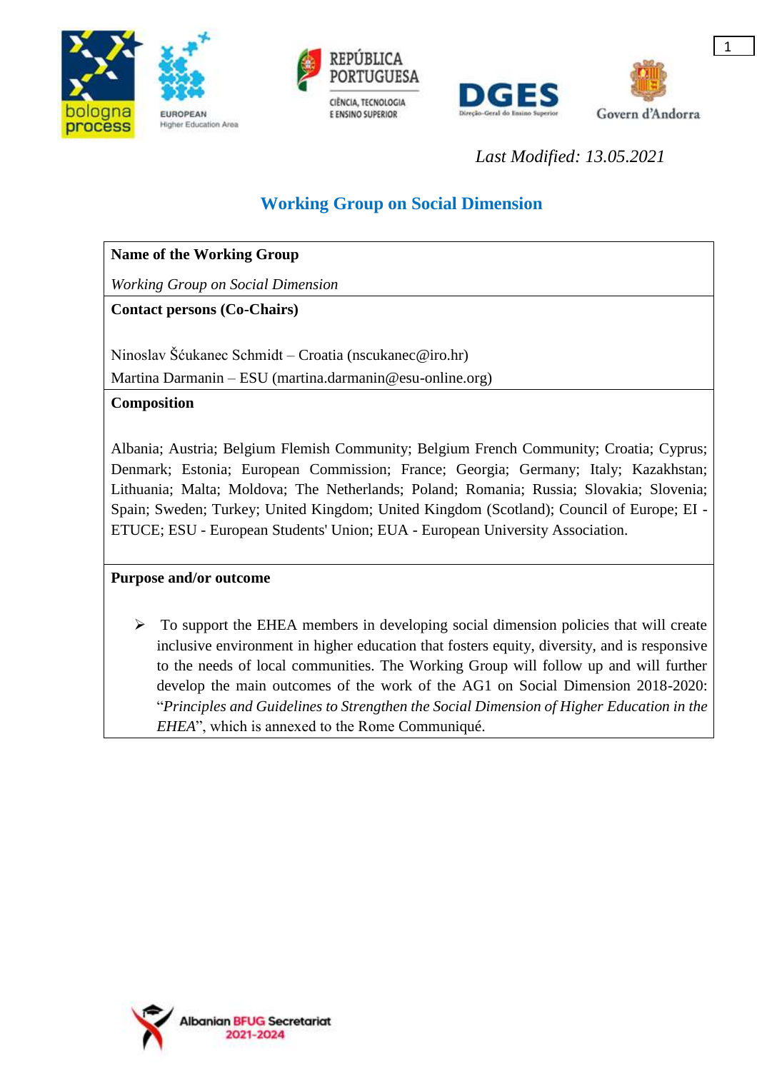*Last Modified: 13.05.2021*

# Working Group on Social Dimension

**Name of the Working Group**

*Working Group on Social Dimension*

**Contact persons (Co-Chairs)**

Ninoslav Šćukanec Schmidt – Croatia (nscukanec@iro.hr)
Martina Darmanin – ESU (martina.darmanin@esu-online.org)

**Composition**

Albania; Austria; Belgium Flemish Community; Belgium French Community; Croatia; Cyprus; Denmark; Estonia; European Commission; France; Georgia; Germany; Italy; Kazakhstan; Lithuania; Malta; Moldova; The Netherlands; Poland; Romania; Russia; Slovakia; Slovenia; Spain; Sweden; Turkey; United Kingdom; United Kingdom (Scotland); Council of Europe; EI - ETUCE; ESU - European Students' Union; EUA - European University Association.

**Purpose and/or outcome**

- To support the EHEA members in developing social dimension policies that will create inclusive environment in higher education that fosters equity, diversity, and is responsive to the needs of local communities. The Working Group will follow up and will further develop the main outcomes of the work of the AG1 on Social Dimension 2018-2020: "*Principles and Guidelines to Strengthen the Social Dimension of Higher Education in the EHEA*", which is annexed to the Rome Communiqué.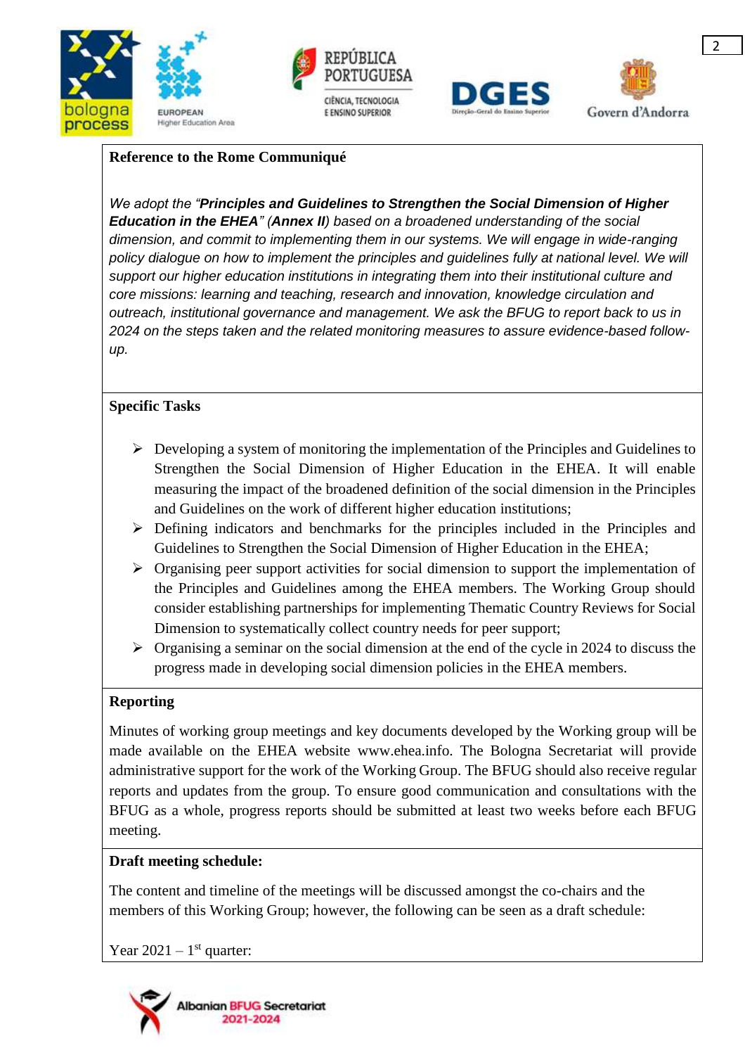**Reference to the Rome Communiqué**

*We adopt the "**Principles and Guidelines to Strengthen the Social Dimension of Higher Education in the EHEA**" (**Annex II**) based on a broadened understanding of the social dimension, and commit to implementing them in our systems. We will engage in wide-ranging policy dialogue on how to implement the principles and guidelines fully at national level. We will support our higher education institutions in integrating them into their institutional culture and core missions: learning and teaching, research and innovation, knowledge circulation and outreach, institutional governance and management. We ask the BFUG to report back to us in 2024 on the steps taken and the related monitoring measures to assure evidence-based follow-up.*

**Specific Tasks**

- Developing a system of monitoring the implementation of the Principles and Guidelines to Strengthen the Social Dimension of Higher Education in the EHEA. It will enable measuring the impact of the broadened definition of the social dimension in the Principles and Guidelines on the work of different higher education institutions;
- Defining indicators and benchmarks for the principles included in the Principles and Guidelines to Strengthen the Social Dimension of Higher Education in the EHEA;
- Organising peer support activities for social dimension to support the implementation of the Principles and Guidelines among the EHEA members. The Working Group should consider establishing partnerships for implementing Thematic Country Reviews for Social Dimension to systematically collect country needs for peer support;
- Organising a seminar on the social dimension at the end of the cycle in 2024 to discuss the progress made in developing social dimension policies in the EHEA members.

**Reporting**

Minutes of working group meetings and key documents developed by the Working group will be made available on the EHEA website www.ehea.info. The Bologna Secretariat will provide administrative support for the work of the Working Group. The BFUG should also receive regular reports and updates from the group. To ensure good communication and consultations with the BFUG as a whole, progress reports should be submitted at least two weeks before each BFUG meeting.

**Draft meeting schedule:**

The content and timeline of the meetings will be discussed amongst the co-chairs and the members of this Working Group; however, the following can be seen as a draft schedule:

Year 2021 – 1st quarter: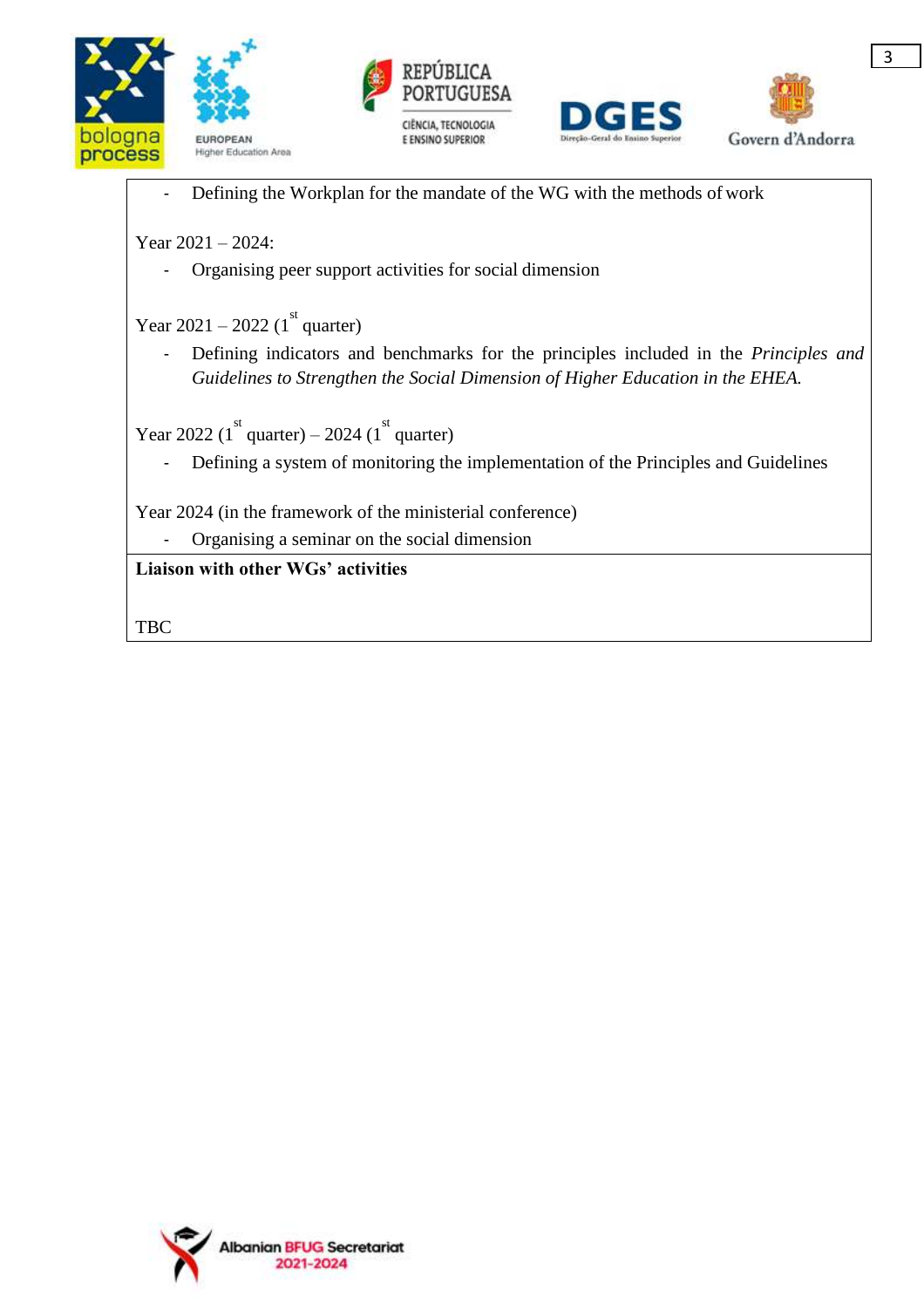- Defining the Workplan for the mandate of the WG with the methods of work

Year 2021 – 2024:

- Organising peer support activities for social dimension

Year 2021 – 2022 (1st quarter)

- Defining indicators and benchmarks for the principles included in the *Principles and Guidelines to Strengthen the Social Dimension of Higher Education in the EHEA.*

Year 2022 (1st quarter) – 2024 (1st quarter)

- Defining a system of monitoring the implementation of the Principles and Guidelines

Year 2024 (in the framework of the ministerial conference)

- Organising a seminar on the social dimension

**Liaison with other WGs' activities**

TBC